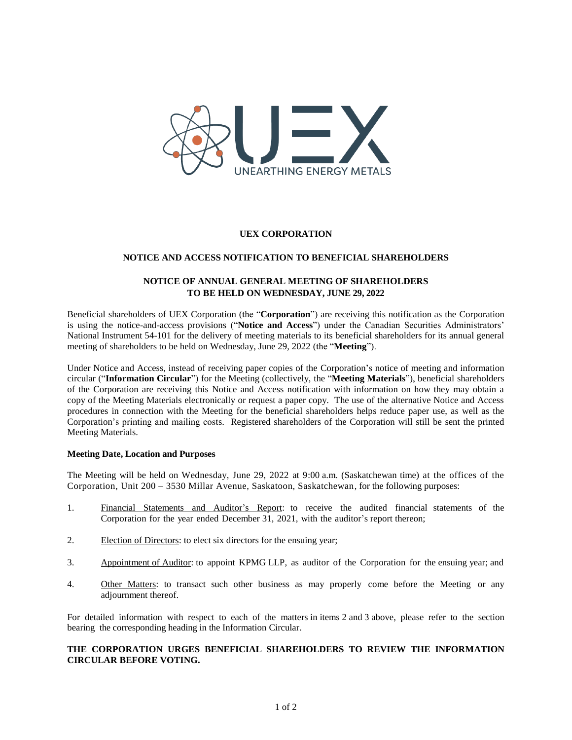**UEX CORPORATION**

**NOTICE AND ACCESS NOTIFICATION TO BENEFICIAL SHAREHOLDERS**

**NOTICE OF ANNUAL GENERAL MEETING OF SHAREHOLDERS TO BE HELD ON WEDNESDAY, JUNE 29, 2022**

Beneficial shareholders of UEX Corporation (the "**Corporation**") are receiving this notification as the Corporation is using the notice-and-access provisions ("**Notice and Access**") under the Canadian Securities Administrators' National Instrument 54-101 for the delivery of meeting materials to its beneficial shareholders for its annual general meeting of shareholders to be held on Wednesday, June 29, 2022 (the "**Meeting**").

Under Notice and Access, instead of receiving paper copies of the Corporation's notice of meeting and information circular ("**Information Circular**") for the Meeting (collectively, the "**Meeting Materials**"), beneficial shareholders of the Corporation are receiving this Notice and Access notification with information on how they may obtain a copy of the Meeting Materials electronically or request a paper copy. The use of the alternative Notice and Access procedures in connection with the Meeting for the beneficial shareholders helps reduce paper use, as well as the Corporation's printing and mailing costs. Registered shareholders of the Corporation will still be sent the printed Meeting Materials.

**Meeting Date, Location and Purposes**

The Meeting will be held on Wednesday, June 29, 2022 at 9:00 a.m. (Saskatchewan time) at the offices of the Corporation, Unit 200 – 3530 Millar Avenue, Saskatoon, Saskatchewan, for the following purposes:

1. Financial Statements and Auditor's Report: to receive the audited financial statements of the Corporation for the year ended December 31, 2021, with the auditor's report thereon;
2. Election of Directors: to elect six directors for the ensuing year;
3. Appointment of Auditor: to appoint KPMG LLP, as auditor of the Corporation for the ensuing year; and
4. Other Matters: to transact such other business as may properly come before the Meeting or any adjournment thereof.

For detailed information with respect to each of the matters in items 2 and 3 above, please refer to the section bearing the corresponding heading in the Information Circular.

**THE CORPORATION URGES BENEFICIAL SHAREHOLDERS TO REVIEW THE INFORMATION CIRCULAR BEFORE VOTING.**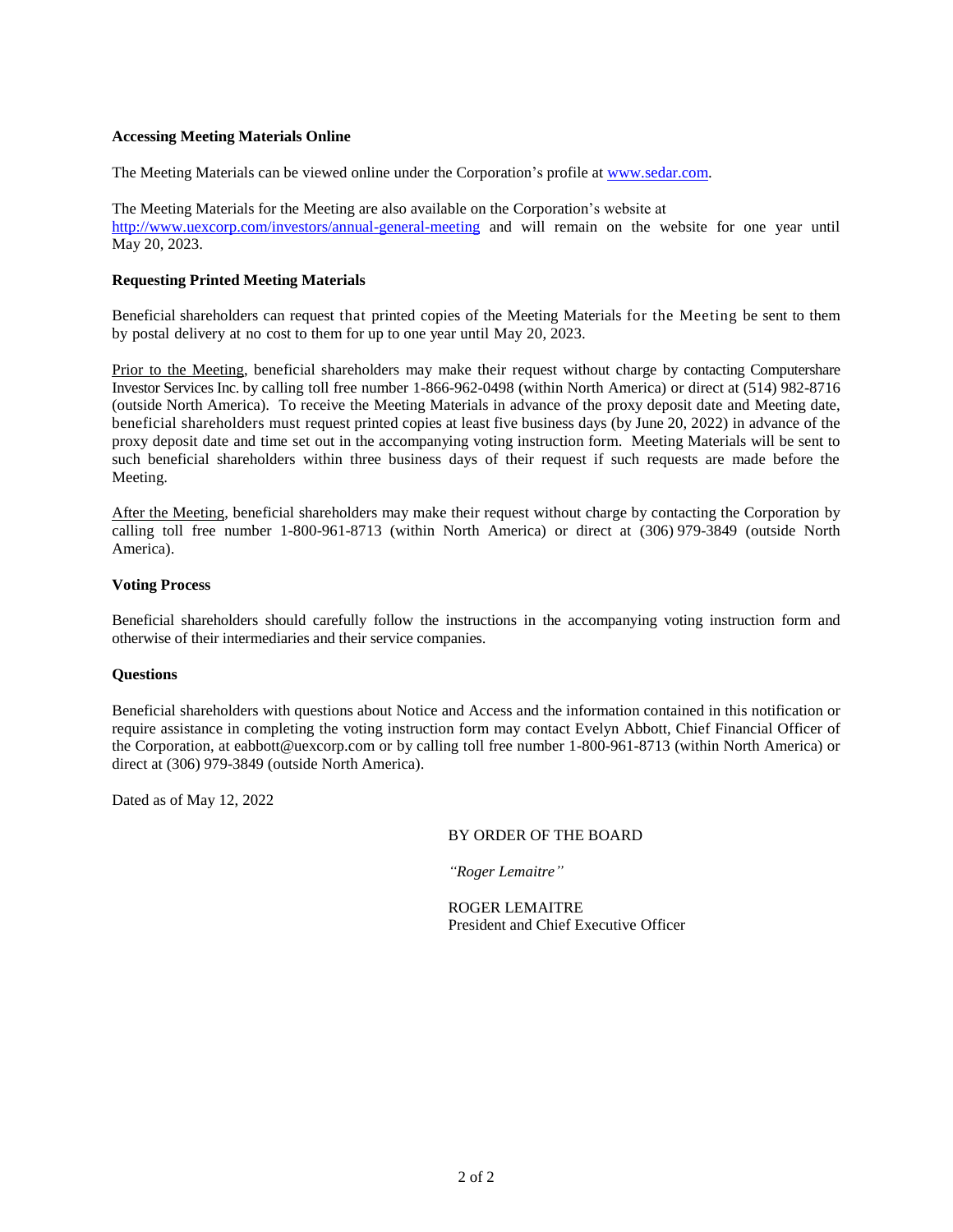**Accessing Meeting Materials Online**

The Meeting Materials can be viewed online under the Corporation's profile at [www.sedar.com](http://www.sedar.com).

The Meeting Materials for the Meeting are also available on the Corporation's website at [http://www.uexcorp.com/investors/annual-general-meeting](http://www.uexcorp.com/investors/annual-general-meeting) and will remain on the website for one year until May 20, 2023.

**Requesting Printed Meeting Materials**

Beneficial shareholders can request that printed copies of the Meeting Materials for the Meeting be sent to them by postal delivery at no cost to them for up to one year until May 20, 2023.

Prior to the Meeting, beneficial shareholders may make their request without charge by contacting Computershare Investor Services Inc. by calling toll free number 1-866-962-0498 (within North America) or direct at (514) 982-8716 (outside North America). To receive the Meeting Materials in advance of the proxy deposit date and Meeting date, beneficial shareholders must request printed copies at least five business days (by June 20, 2022) in advance of the proxy deposit date and time set out in the accompanying voting instruction form. Meeting Materials will be sent to such beneficial shareholders within three business days of their request if such requests are made before the Meeting.

After the Meeting, beneficial shareholders may make their request without charge by contacting the Corporation by calling toll free number 1-800-961-8713 (within North America) or direct at (306) 979-3849 (outside North America).

**Voting Process**

Beneficial shareholders should carefully follow the instructions in the accompanying voting instruction form and otherwise of their intermediaries and their service companies.

**Questions**

Beneficial shareholders with questions about Notice and Access and the information contained in this notification or require assistance in completing the voting instruction form may contact Evelyn Abbott, Chief Financial Officer of the Corporation, at eabbott@uexcorp.com or by calling toll free number 1-800-961-8713 (within North America) or direct at (306) 979-3849 (outside North America).

Dated as of May 12, 2022

BY ORDER OF THE BOARD

*"Roger Lemaitre"*

ROGER LEMAITRE
President and Chief Executive Officer